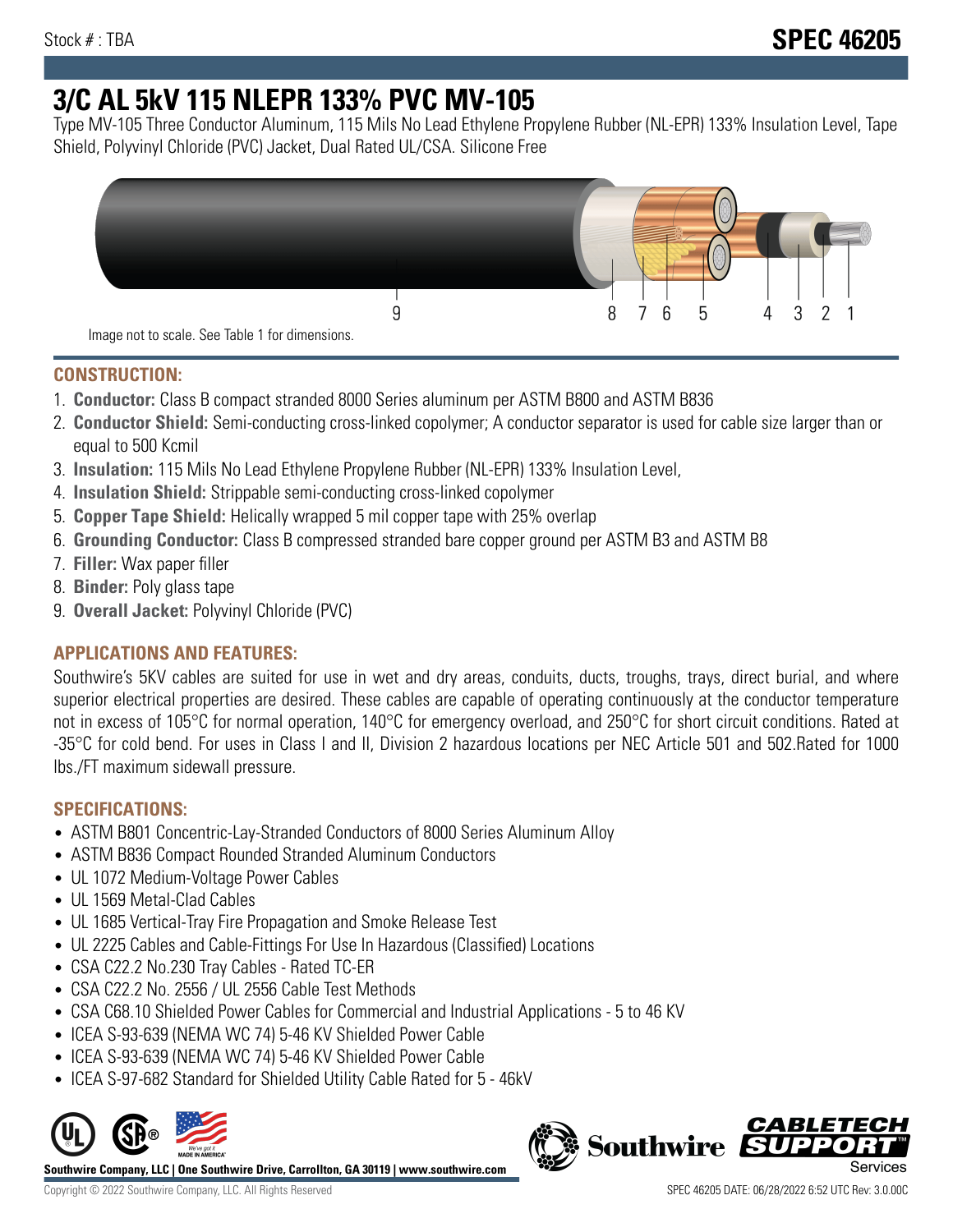Stock # : TBA

# SPEC 46205

# 3/C AL 5kV 115 NLEPR 133% PVC MV-105

Type MV-105 Three Conductor Aluminum, 115 Mils No Lead Ethylene Propylene Rubber (NL-EPR) 133% Insulation Level, Tape Shield, Polyvinyl Chloride (PVC) Jacket, Dual Rated UL/CSA. Silicone Free

9 8 7 6 5 4 3 2 1

Image not to scale. See Table 1 for dimensions.

## CONSTRUCTION:

1. **Conductor:** Class B compact stranded 8000 Series aluminum per ASTM B800 and ASTM B836
2. **Conductor Shield:** Semi-conducting cross-linked copolymer; A conductor separator is used for cable size larger than or equal to 500 Kcmil
3. **Insulation:** 115 Mils No Lead Ethylene Propylene Rubber (NL-EPR) 133% Insulation Level,
4. **Insulation Shield:** Strippable semi-conducting cross-linked copolymer
5. **Copper Tape Shield:** Helically wrapped 5 mil copper tape with 25% overlap
6. **Grounding Conductor:** Class B compressed stranded bare copper ground per ASTM B3 and ASTM B8
7. **Filler:** Wax paper filler
8. **Binder:** Poly glass tape
9. **Overall Jacket:** Polyvinyl Chloride (PVC)

## APPLICATIONS AND FEATURES:

Southwire's 5KV cables are suited for use in wet and dry areas, conduits, ducts, troughs, trays, direct burial, and where superior electrical properties are desired. These cables are capable of operating continuously at the conductor temperature not in excess of 105°C for normal operation, 140°C for emergency overload, and 250°C for short circuit conditions. Rated at -35°C for cold bend. For uses in Class I and II, Division 2 hazardous locations per NEC Article 501 and 502.Rated for 1000 lbs./FT maximum sidewall pressure.

## SPECIFICATIONS:

- ASTM B801 Concentric-Lay-Stranded Conductors of 8000 Series Aluminum Alloy
- ASTM B836 Compact Rounded Stranded Aluminum Conductors
- UL 1072 Medium-Voltage Power Cables
- UL 1569 Metal-Clad Cables
- UL 1685 Vertical-Tray Fire Propagation and Smoke Release Test
- UL 2225 Cables and Cable-Fittings For Use In Hazardous (Classified) Locations
- CSA C22.2 No.230 Tray Cables - Rated TC-ER
- CSA C22.2 No. 2556 / UL 2556 Cable Test Methods
- CSA C68.10 Shielded Power Cables for Commercial and Industrial Applications - 5 to 46 KV
- ICEA S-93-639 (NEMA WC 74) 5-46 KV Shielded Power Cable
- ICEA S-93-639 (NEMA WC 74) 5-46 KV Shielded Power Cable
- ICEA S-97-682 Standard for Shielded Utility Cable Rated for 5 - 46kV

**Southwire Company, LLC | One Southwire Drive, Carrollton, GA 30119 | www.southwire.com**

Copyright © 2022 Southwire Company, LLC. All Rights Reserved

SPEC 46205 DATE: 06/28/2022 6:52 UTC Rev: 3.0.00C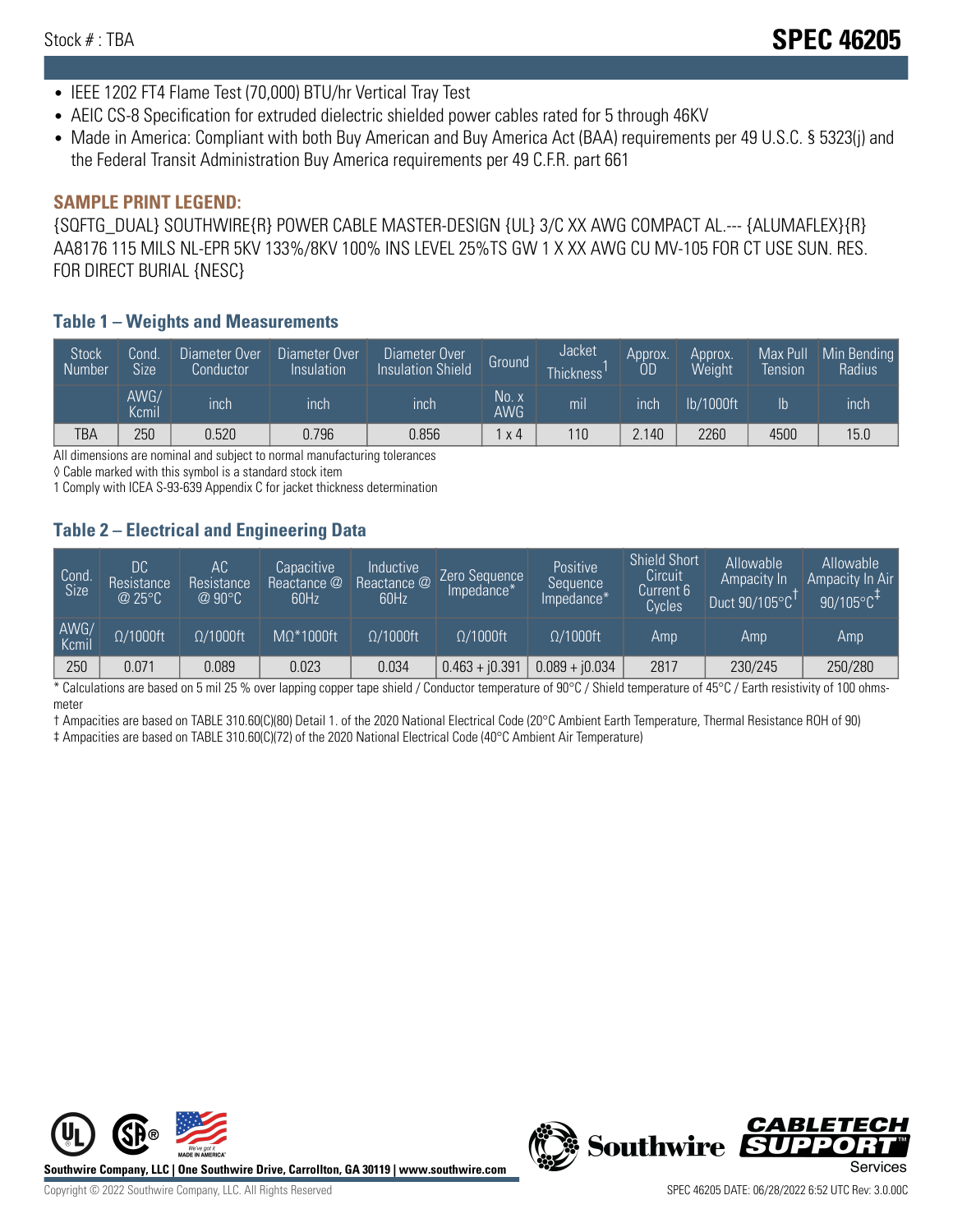- IEEE 1202 FT4 Flame Test (70,000) BTU/hr Vertical Tray Test
- AEIC CS-8 Specification for extruded dielectric shielded power cables rated for 5 through 46KV
- Made in America: Compliant with both Buy American and Buy America Act (BAA) requirements per 49 U.S.C. § 5323(j) and the Federal Transit Administration Buy America requirements per 49 C.F.R. part 661

### SAMPLE PRINT LEGEND:

{SQFTG_DUAL} SOUTHWIRE{R} POWER CABLE MASTER-DESIGN {UL} 3/C XX AWG COMPACT AL.--- {ALUMAFLEX}{R} AA8176 115 MILS NL-EPR 5KV 133%/8KV 100% INS LEVEL 25%TS GW 1 X XX AWG CU MV-105 FOR CT USE SUN. RES. FOR DIRECT BURIAL {NESC}

### Table 1 – Weights and Measurements

| Stock Number | Cond. Size | Diameter Over Conductor | Diameter Over Insulation | Diameter Over Insulation Shield | Ground | Jacket Thickness[1] | Approx. OD | Approx. Weight | Max Pull Tension | Min Bending Radius |
|---|---|---|---|---|---|---|---|---|---|---|
| | AWG/ Kcmil | inch | inch | inch | No. x AWG | mil | inch | lb/1000ft | lb | inch |
| TBA | 250 | 0.520 | 0.796 | 0.856 | 1 x 4 | 110 | 2.140 | 2260 | 4500 | 15.0 |

All dimensions are nominal and subject to normal manufacturing tolerances

◊ Cable marked with this symbol is a standard stock item

1 Comply with ICEA S-93-639 Appendix C for jacket thickness determination

### Table 2 – Electrical and Engineering Data

| Cond. Size | DC Resistance @ 25°C | AC Resistance @ 90°C | Capacitive Reactance @ 60Hz | Inductive Reactance @ 60Hz | Zero Sequence Impedance* | Positive Sequence Impedance* | Shield Short Circuit Current 6 Cycles | Allowable Ampacity In Duct 90/105°C† | Allowable Ampacity In Air 90/105°C‡ |
|---|---|---|---|---|---|---|---|---|---|
| AWG/ Kcmil | Ω/1000ft | Ω/1000ft | MΩ*1000ft | Ω/1000ft | Ω/1000ft | Ω/1000ft | Amp | Amp | Amp |
| 250 | 0.071 | 0.089 | 0.023 | 0.034 | 0.463 + j0.391 | 0.089 + j0.034 | 2817 | 230/245 | 250/280 |

* Calculations are based on 5 mil 25 % over lapping copper tape shield / Conductor temperature of 90°C / Shield temperature of 45°C / Earth resistivity of 100 ohms-meter

† Ampacities are based on TABLE 310.60(C)(80) Detail 1. of the 2020 National Electrical Code (20°C Ambient Earth Temperature, Thermal Resistance ROH of 90)

‡ Ampacities are based on TABLE 310.60(C)(72) of the 2020 National Electrical Code (40°C Ambient Air Temperature)

Southwire Company, LLC | One Southwire Drive, Carrollton, GA 30119 | www.southwire.com

Copyright © 2022 Southwire Company, LLC. All Rights Reserved